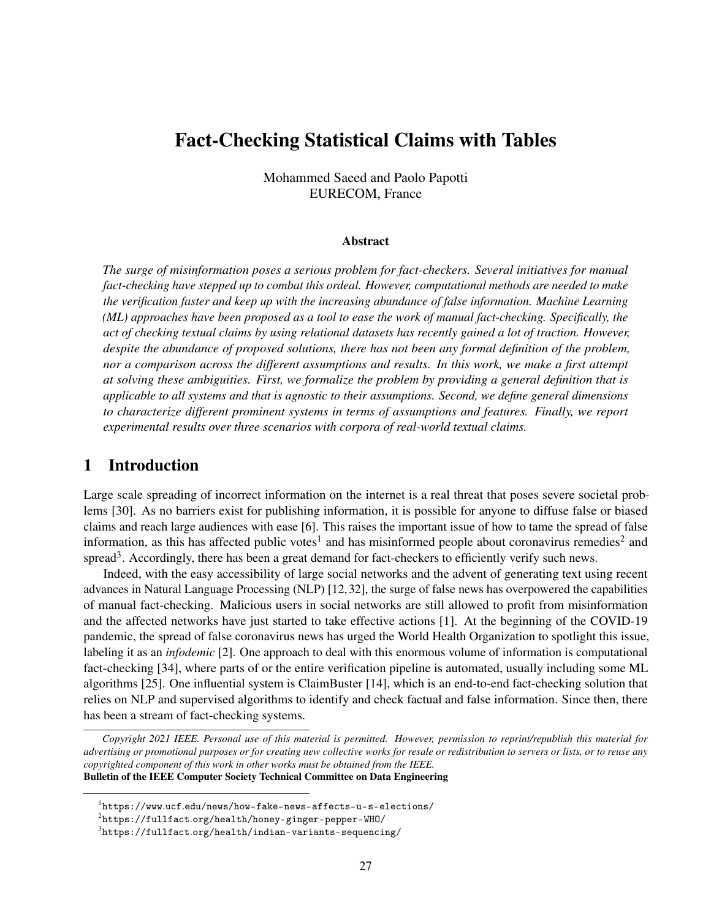# Fact-Checking Statistical Claims with Tables

Mohammed Saeed and Paolo Papotti
EURECOM, France

### Abstract

*The surge of misinformation poses a serious problem for fact-checkers. Several initiatives for manual fact-checking have stepped up to combat this ordeal. However, computational methods are needed to make the verification faster and keep up with the increasing abundance of false information. Machine Learning (ML) approaches have been proposed as a tool to ease the work of manual fact-checking. Specifically, the act of checking textual claims by using relational datasets has recently gained a lot of traction. However, despite the abundance of proposed solutions, there has not been any formal definition of the problem, nor a comparison across the different assumptions and results. In this work, we make a first attempt at solving these ambiguities. First, we formalize the problem by providing a general definition that is applicable to all systems and that is agnostic to their assumptions. Second, we define general dimensions to characterize different prominent systems in terms of assumptions and features. Finally, we report experimental results over three scenarios with corpora of real-world textual claims.*

## 1 Introduction

Large scale spreading of incorrect information on the internet is a real threat that poses severe societal problems [30]. As no barriers exist for publishing information, it is possible for anyone to diffuse false or biased claims and reach large audiences with ease [6]. This raises the important issue of how to tame the spread of false information, as this has affected public votes[1] and has misinformed people about coronavirus remedies[2] and spread[3]. Accordingly, there has been a great demand for fact-checkers to efficiently verify such news.

Indeed, with the easy accessibility of large social networks and the advent of generating text using recent advances in Natural Language Processing (NLP) [12,32], the surge of false news has overpowered the capabilities of manual fact-checking. Malicious users in social networks are still allowed to profit from misinformation and the affected networks have just started to take effective actions [1]. At the beginning of the COVID-19 pandemic, the spread of false coronavirus news has urged the World Health Organization to spotlight this issue, labeling it as an *infodemic* [2]. One approach to deal with this enormous volume of information is computational fact-checking [34], where parts of or the entire verification pipeline is automated, usually including some ML algorithms [25]. One influential system is ClaimBuster [14], which is an end-to-end fact-checking solution that relies on NLP and supervised algorithms to identify and check factual and false information. Since then, there has been a stream of fact-checking systems.

---

*Copyright 2021 IEEE. Personal use of this material is permitted. However, permission to reprint/republish this material for advertising or promotional purposes or for creating new collective works for resale or redistribution to servers or lists, or to reuse any copyrighted component of this work in other works must be obtained from the IEEE.*
**Bulletin of the IEEE Computer Society Technical Committee on Data Engineering**

---

[1] `https://www.ucf.edu/news/how-fake-news-affects-u-s-elections/`
[2] `https://fullfact.org/health/honey-ginger-pepper-WHO/`
[3] `https://fullfact.org/health/indian-variants-sequencing/`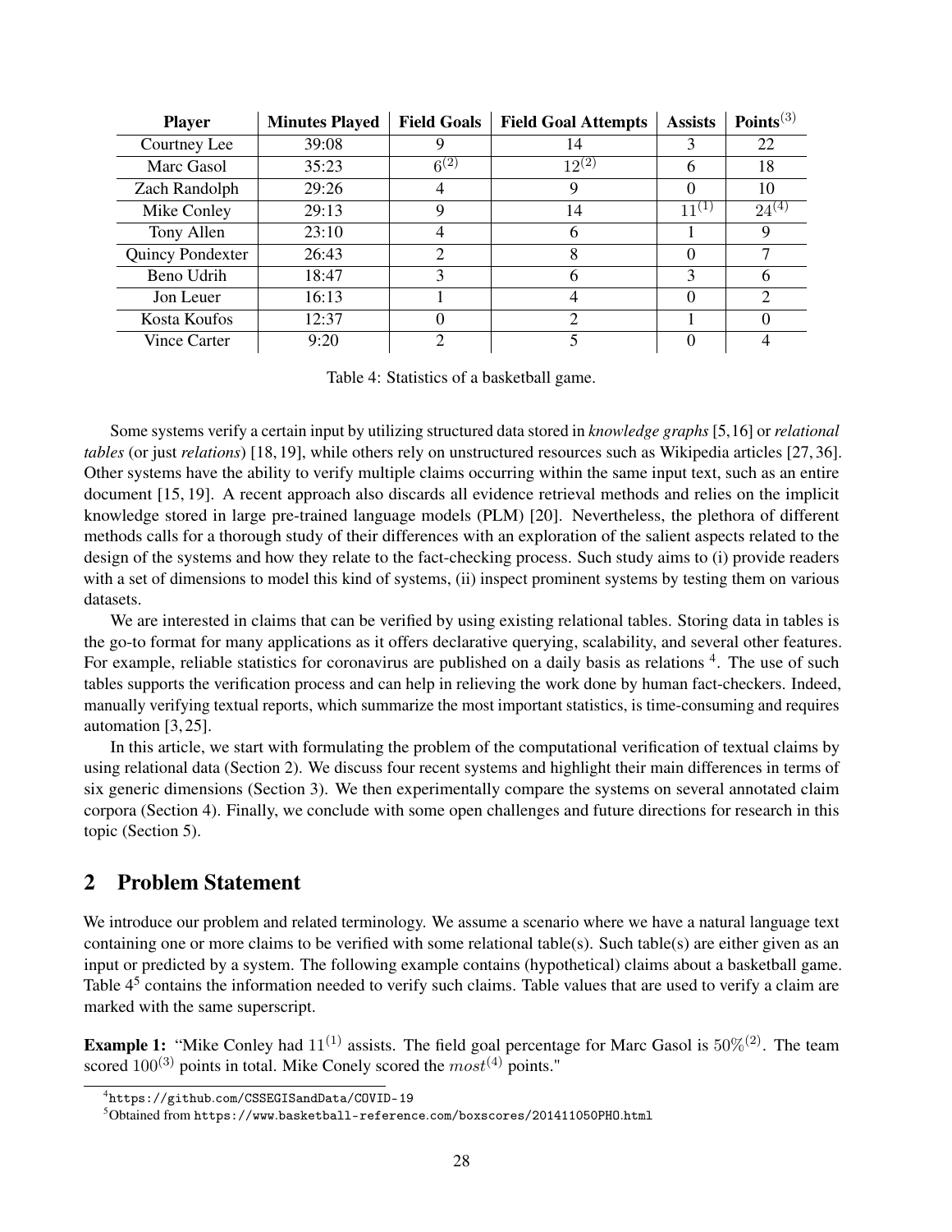| Player | Minutes Played | Field Goals | Field Goal Attempts | Assists | Points$^{(3)}$ |
|---|---|---|---|---|---|
| Courtney Lee | 39:08 | 9 | 14 | 3 | 22 |
| Marc Gasol | 35:23 | $6^{(2)}$ | $12^{(2)}$ | 6 | 18 |
| Zach Randolph | 29:26 | 4 | 9 | 0 | 10 |
| Mike Conley | 29:13 | 9 | 14 | $11^{(1)}$ | $24^{(4)}$ |
| Tony Allen | 23:10 | 4 | 6 | 1 | 9 |
| Quincy Pondexter | 26:43 | 2 | 8 | 0 | 7 |
| Beno Udrih | 18:47 | 3 | 6 | 3 | 6 |
| Jon Leuer | 16:13 | 1 | 4 | 0 | 2 |
| Kosta Koufos | 12:37 | 0 | 2 | 1 | 0 |
| Vince Carter | 9:20 | 2 | 5 | 0 | 4 |

Table 4: Statistics of a basketball game.

Some systems verify a certain input by utilizing structured data stored in *knowledge graphs* [5,16] or *relational tables* (or just *relations*) [18,19], while others rely on unstructured resources such as Wikipedia articles [27,36]. Other systems have the ability to verify multiple claims occurring within the same input text, such as an entire document [15,19]. A recent approach also discards all evidence retrieval methods and relies on the implicit knowledge stored in large pre-trained language models (PLM) [20]. Nevertheless, the plethora of different methods calls for a thorough study of their differences with an exploration of the salient aspects related to the design of the systems and how they relate to the fact-checking process. Such study aims to (i) provide readers with a set of dimensions to model this kind of systems, (ii) inspect prominent systems by testing them on various datasets.

We are interested in claims that can be verified by using existing relational tables. Storing data in tables is the go-to format for many applications as it offers declarative querying, scalability, and several other features. For example, reliable statistics for coronavirus are published on a daily basis as relations [4]. The use of such tables supports the verification process and can help in relieving the work done by human fact-checkers. Indeed, manually verifying textual reports, which summarize the most important statistics, is time-consuming and requires automation [3,25].

In this article, we start with formulating the problem of the computational verification of textual claims by using relational data (Section 2). We discuss four recent systems and highlight their main differences in terms of six generic dimensions (Section 3). We then experimentally compare the systems on several annotated claim corpora (Section 4). Finally, we conclude with some open challenges and future directions for research in this topic (Section 5).

## 2 Problem Statement

We introduce our problem and related terminology. We assume a scenario where we have a natural language text containing one or more claims to be verified with some relational table(s). Such table(s) are either given as an input or predicted by a system. The following example contains (hypothetical) claims about a basketball game. Table 4[5] contains the information needed to verify such claims. Table values that are used to verify a claim are marked with the same superscript.

**Example 1:** "Mike Conley had $11^{(1)}$ assists. The field goal percentage for Marc Gasol is $50\%^{(2)}$. The team scored $100^{(3)}$ points in total. Mike Conely scored the $most^{(4)}$ points."

[4] https://github.com/CSSEGISandData/COVID-19

[5] Obtained from https://www.basketball-reference.com/boxscores/201411050PHO.html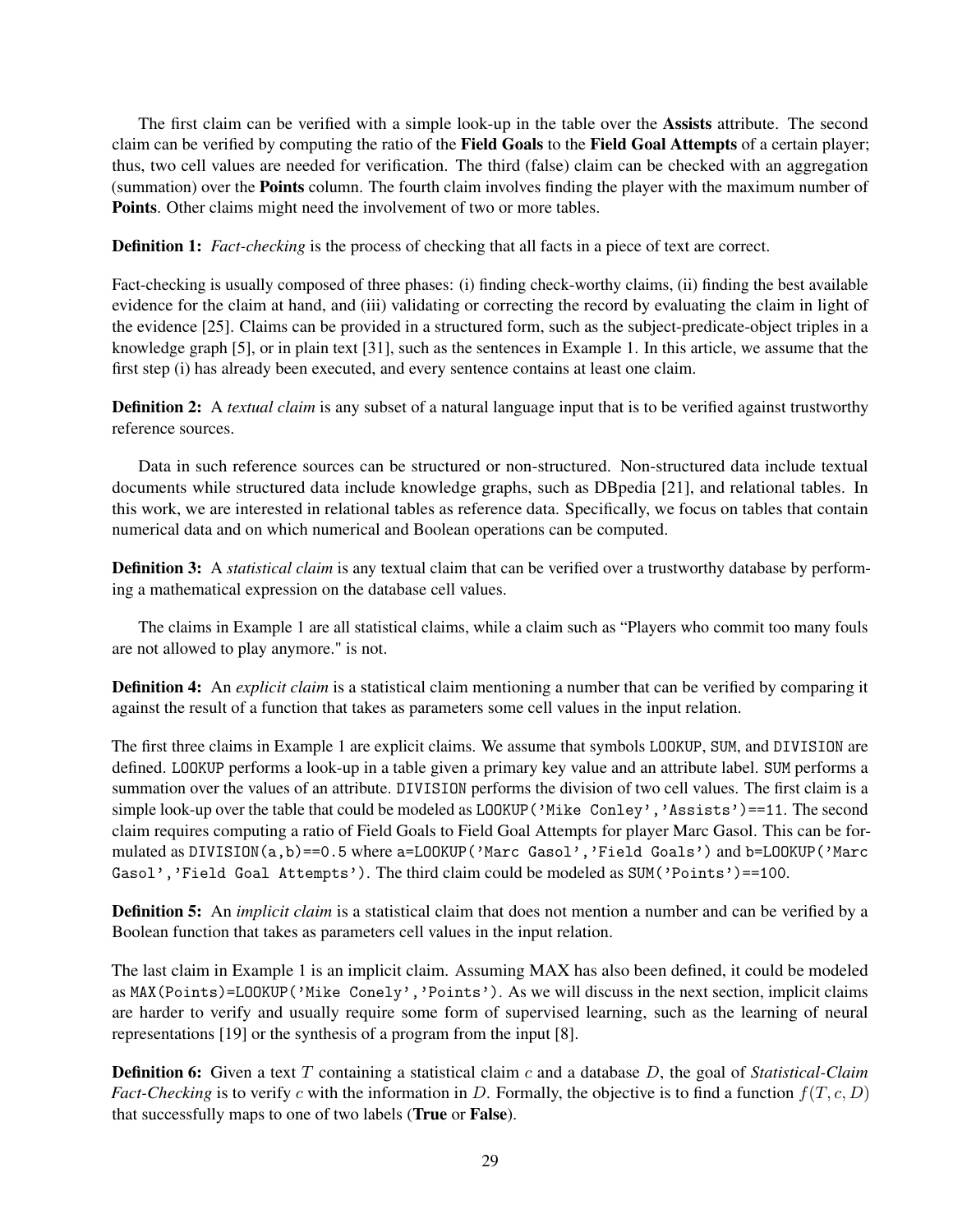The first claim can be verified with a simple look-up in the table over the **Assists** attribute. The second claim can be verified by computing the ratio of the **Field Goals** to the **Field Goal Attempts** of a certain player; thus, two cell values are needed for verification. The third (false) claim can be checked with an aggregation (summation) over the **Points** column. The fourth claim involves finding the player with the maximum number of **Points**. Other claims might need the involvement of two or more tables.

**Definition 1:** *Fact-checking* is the process of checking that all facts in a piece of text are correct.

Fact-checking is usually composed of three phases: (i) finding check-worthy claims, (ii) finding the best available evidence for the claim at hand, and (iii) validating or correcting the record by evaluating the claim in light of the evidence [25]. Claims can be provided in a structured form, such as the subject-predicate-object triples in a knowledge graph [5], or in plain text [31], such as the sentences in Example 1. In this article, we assume that the first step (i) has already been executed, and every sentence contains at least one claim.

**Definition 2:** A *textual claim* is any subset of a natural language input that is to be verified against trustworthy reference sources.

Data in such reference sources can be structured or non-structured. Non-structured data include textual documents while structured data include knowledge graphs, such as DBpedia [21], and relational tables. In this work, we are interested in relational tables as reference data. Specifically, we focus on tables that contain numerical data and on which numerical and Boolean operations can be computed.

**Definition 3:** A *statistical claim* is any textual claim that can be verified over a trustworthy database by performing a mathematical expression on the database cell values.

The claims in Example 1 are all statistical claims, while a claim such as "Players who commit too many fouls are not allowed to play anymore." is not.

**Definition 4:** An *explicit claim* is a statistical claim mentioning a number that can be verified by comparing it against the result of a function that takes as parameters some cell values in the input relation.

The first three claims in Example 1 are explicit claims. We assume that symbols `LOOKUP`, `SUM`, and `DIVISION` are defined. `LOOKUP` performs a look-up in a table given a primary key value and an attribute label. `SUM` performs a summation over the values of an attribute. `DIVISION` performs the division of two cell values. The first claim is a simple look-up over the table that could be modeled as `LOOKUP('Mike Conley','Assists')==11`. The second claim requires computing a ratio of Field Goals to Field Goal Attempts for player Marc Gasol. This can be formulated as `DIVISION(a,b)==0.5` where `a=LOOKUP('Marc Gasol','Field Goals')` and `b=LOOKUP('Marc Gasol','Field Goal Attempts')`. The third claim could be modeled as `SUM('Points')==100`.

**Definition 5:** An *implicit claim* is a statistical claim that does not mention a number and can be verified by a Boolean function that takes as parameters cell values in the input relation.

The last claim in Example 1 is an implicit claim. Assuming MAX has also been defined, it could be modeled as `MAX(Points)=LOOKUP('Mike Conely','Points')`. As we will discuss in the next section, implicit claims are harder to verify and usually require some form of supervised learning, such as the learning of neural representations [19] or the synthesis of a program from the input [8].

**Definition 6:** Given a text $T$ containing a statistical claim $c$ and a database $D$, the goal of *Statistical-Claim Fact-Checking* is to verify $c$ with the information in $D$. Formally, the objective is to find a function $f(T, c, D)$ that successfully maps to one of two labels (**True** or **False**).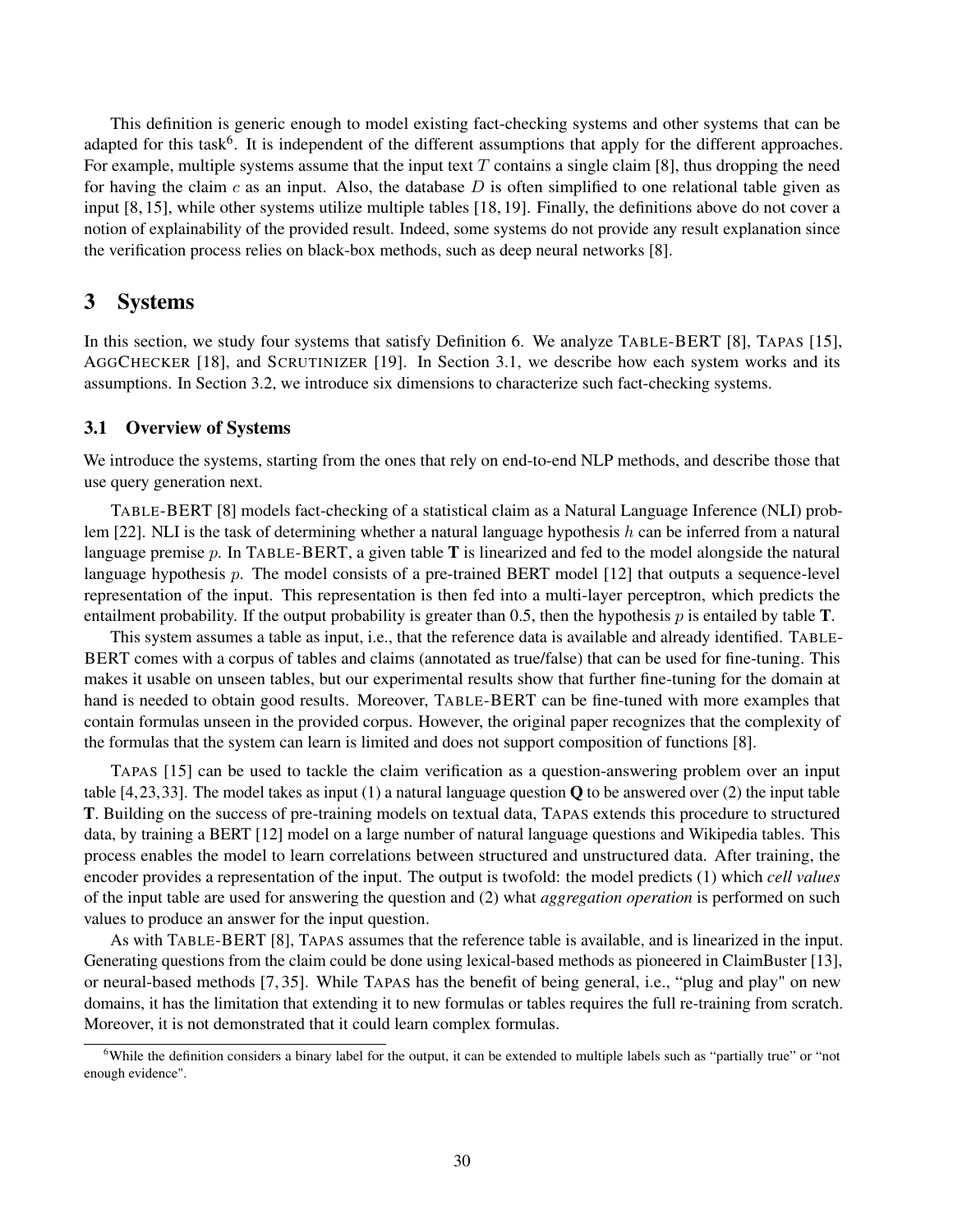This definition is generic enough to model existing fact-checking systems and other systems that can be adapted for this task[6]. It is independent of the different assumptions that apply for the different approaches. For example, multiple systems assume that the input text $T$ contains a single claim [8], thus dropping the need for having the claim $c$ as an input. Also, the database $D$ is often simplified to one relational table given as input [8, 15], while other systems utilize multiple tables [18, 19]. Finally, the definitions above do not cover a notion of explainability of the provided result. Indeed, some systems do not provide any result explanation since the verification process relies on black-box methods, such as deep neural networks [8].

## 3 Systems

In this section, we study four systems that satisfy Definition 6. We analyze TABLE-BERT [8], TAPAS [15], AGGCHECKER [18], and SCRUTINIZER [19]. In Section 3.1, we describe how each system works and its assumptions. In Section 3.2, we introduce six dimensions to characterize such fact-checking systems.

### 3.1 Overview of Systems

We introduce the systems, starting from the ones that rely on end-to-end NLP methods, and describe those that use query generation next.

TABLE-BERT [8] models fact-checking of a statistical claim as a Natural Language Inference (NLI) problem [22]. NLI is the task of determining whether a natural language hypothesis $h$ can be inferred from a natural language premise $p$. In TABLE-BERT, a given table $\mathbf{T}$ is linearized and fed to the model alongside the natural language hypothesis $p$. The model consists of a pre-trained BERT model [12] that outputs a sequence-level representation of the input. This representation is then fed into a multi-layer perceptron, which predicts the entailment probability. If the output probability is greater than 0.5, then the hypothesis $p$ is entailed by table $\mathbf{T}$.

This system assumes a table as input, i.e., that the reference data is available and already identified. TABLE-BERT comes with a corpus of tables and claims (annotated as true/false) that can be used for fine-tuning. This makes it usable on unseen tables, but our experimental results show that further fine-tuning for the domain at hand is needed to obtain good results. Moreover, TABLE-BERT can be fine-tuned with more examples that contain formulas unseen in the provided corpus. However, the original paper recognizes that the complexity of the formulas that the system can learn is limited and does not support composition of functions [8].

TAPAS [15] can be used to tackle the claim verification as a question-answering problem over an input table [4, 23, 33]. The model takes as input (1) a natural language question $\mathbf{Q}$ to be answered over (2) the input table $\mathbf{T}$. Building on the success of pre-training models on textual data, TAPAS extends this procedure to structured data, by training a BERT [12] model on a large number of natural language questions and Wikipedia tables. This process enables the model to learn correlations between structured and unstructured data. After training, the encoder provides a representation of the input. The output is twofold: the model predicts (1) which *cell values* of the input table are used for answering the question and (2) what *aggregation operation* is performed on such values to produce an answer for the input question.

As with TABLE-BERT [8], TAPAS assumes that the reference table is available, and is linearized in the input. Generating questions from the claim could be done using lexical-based methods as pioneered in ClaimBuster [13], or neural-based methods [7, 35]. While TAPAS has the benefit of being general, i.e., "plug and play" on new domains, it has the limitation that extending it to new formulas or tables requires the full re-training from scratch. Moreover, it is not demonstrated that it could learn complex formulas.

[6] While the definition considers a binary label for the output, it can be extended to multiple labels such as "partially true" or "not enough evidence".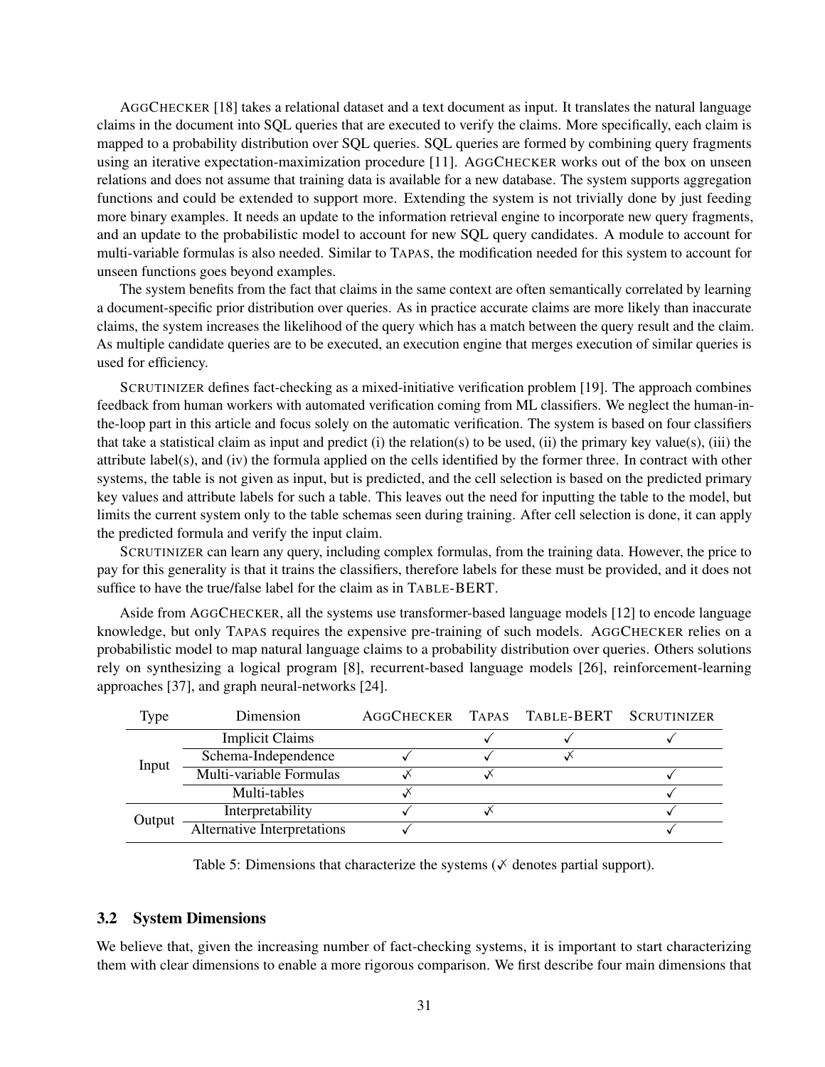AGGCHECKER [18] takes a relational dataset and a text document as input. It translates the natural language claims in the document into SQL queries that are executed to verify the claims. More specifically, each claim is mapped to a probability distribution over SQL queries. SQL queries are formed by combining query fragments using an iterative expectation-maximization procedure [11]. AGGCHECKER works out of the box on unseen relations and does not assume that training data is available for a new database. The system supports aggregation functions and could be extended to support more. Extending the system is not trivially done by just feeding more binary examples. It needs an update to the information retrieval engine to incorporate new query fragments, and an update to the probabilistic model to account for new SQL query candidates. A module to account for multi-variable formulas is also needed. Similar to TAPAS, the modification needed for this system to account for unseen functions goes beyond examples.

The system benefits from the fact that claims in the same context are often semantically correlated by learning a document-specific prior distribution over queries. As in practice accurate claims are more likely than inaccurate claims, the system increases the likelihood of the query which has a match between the query result and the claim. As multiple candidate queries are to be executed, an execution engine that merges execution of similar queries is used for efficiency.

SCRUTINIZER defines fact-checking as a mixed-initiative verification problem [19]. The approach combines feedback from human workers with automated verification coming from ML classifiers. We neglect the human-in-the-loop part in this article and focus solely on the automatic verification. The system is based on four classifiers that take a statistical claim as input and predict (i) the relation(s) to be used, (ii) the primary key value(s), (iii) the attribute label(s), and (iv) the formula applied on the cells identified by the former three. In contract with other systems, the table is not given as input, but is predicted, and the cell selection is based on the predicted primary key values and attribute labels for such a table. This leaves out the need for inputting the table to the model, but limits the current system only to the table schemas seen during training. After cell selection is done, it can apply the predicted formula and verify the input claim.

SCRUTINIZER can learn any query, including complex formulas, from the training data. However, the price to pay for this generality is that it trains the classifiers, therefore labels for these must be provided, and it does not suffice to have the true/false label for the claim as in TABLE-BERT.

Aside from AGGCHECKER, all the systems use transformer-based language models [12] to encode language knowledge, but only TAPAS requires the expensive pre-training of such models. AGGCHECKER relies on a probabilistic model to map natural language claims to a probability distribution over queries. Others solutions rely on synthesizing a logical program [8], recurrent-based language models [26], reinforcement-learning approaches [37], and graph neural-networks [24].

| Type | Dimension | AGGCHECKER | TAPAS | TABLE-BERT | SCRUTINIZER |
|---|---|---|---|---|---|
| Input | Implicit Claims | | ✓ | ✓ | ✓ |
| | Schema-Independence | ✓ | ✓ | ✓✗ | |
| | Multi-variable Formulas | ✓✗ | ✓✗ | | ✓ |
| | Multi-tables | ✓✗ | | | ✓ |
| Output | Interpretability | ✓ | ✓✗ | | ✓ |
| | Alternative Interpretations | ✓ | | | ✓ |

Table 5: Dimensions that characterize the systems (✓✗ denotes partial support).

## 3.2 System Dimensions

We believe that, given the increasing number of fact-checking systems, it is important to start characterizing them with clear dimensions to enable a more rigorous comparison. We first describe four main dimensions that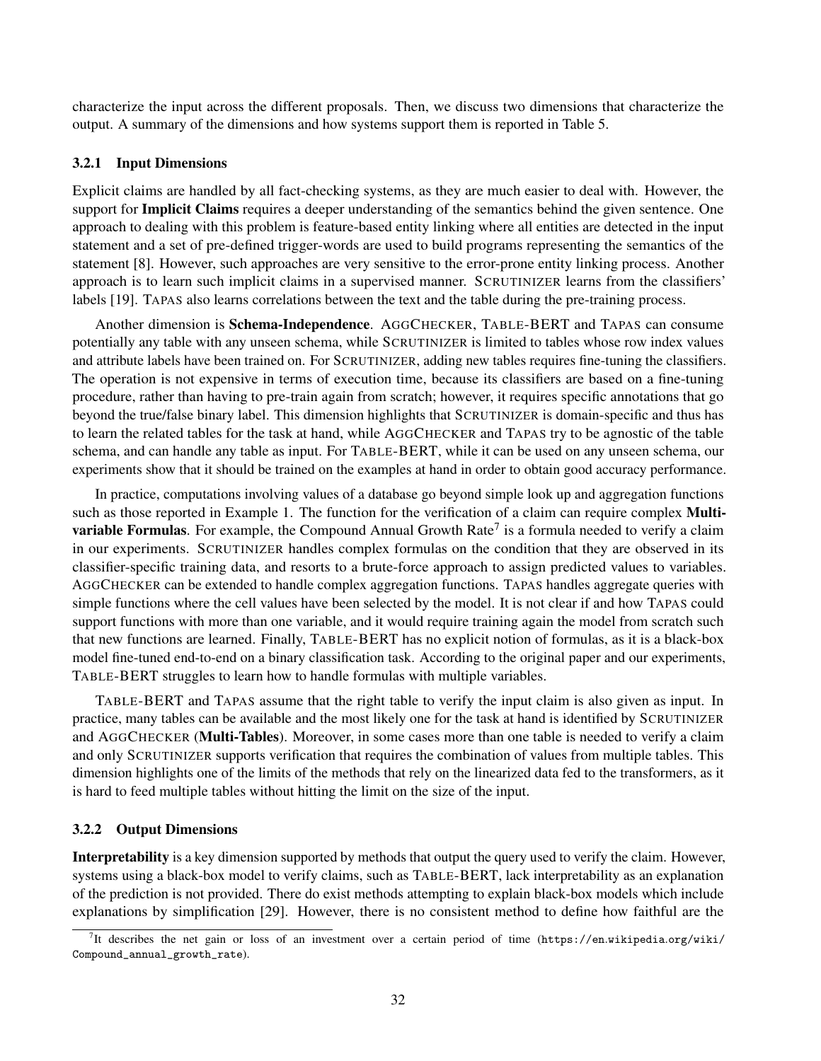characterize the input across the different proposals. Then, we discuss two dimensions that characterize the output. A summary of the dimensions and how systems support them is reported in Table 5.

### 3.2.1 Input Dimensions

Explicit claims are handled by all fact-checking systems, as they are much easier to deal with. However, the support for **Implicit Claims** requires a deeper understanding of the semantics behind the given sentence. One approach to dealing with this problem is feature-based entity linking where all entities are detected in the input statement and a set of pre-defined trigger-words are used to build programs representing the semantics of the statement [8]. However, such approaches are very sensitive to the error-prone entity linking process. Another approach is to learn such implicit claims in a supervised manner. SCRUTINIZER learns from the classifiers' labels [19]. TAPAS also learns correlations between the text and the table during the pre-training process.

Another dimension is **Schema-Independence**. AGGCHECKER, TABLE-BERT and TAPAS can consume potentially any table with any unseen schema, while SCRUTINIZER is limited to tables whose row index values and attribute labels have been trained on. For SCRUTINIZER, adding new tables requires fine-tuning the classifiers. The operation is not expensive in terms of execution time, because its classifiers are based on a fine-tuning procedure, rather than having to pre-train again from scratch; however, it requires specific annotations that go beyond the true/false binary label. This dimension highlights that SCRUTINIZER is domain-specific and thus has to learn the related tables for the task at hand, while AGGCHECKER and TAPAS try to be agnostic of the table schema, and can handle any table as input. For TABLE-BERT, while it can be used on any unseen schema, our experiments show that it should be trained on the examples at hand in order to obtain good accuracy performance.

In practice, computations involving values of a database go beyond simple look up and aggregation functions such as those reported in Example 1. The function for the verification of a claim can require complex **Multi-variable Formulas**. For example, the Compound Annual Growth Rate[7] is a formula needed to verify a claim in our experiments. SCRUTINIZER handles complex formulas on the condition that they are observed in its classifier-specific training data, and resorts to a brute-force approach to assign predicted values to variables. AGGCHECKER can be extended to handle complex aggregation functions. TAPAS handles aggregate queries with simple functions where the cell values have been selected by the model. It is not clear if and how TAPAS could support functions with more than one variable, and it would require training again the model from scratch such that new functions are learned. Finally, TABLE-BERT has no explicit notion of formulas, as it is a black-box model fine-tuned end-to-end on a binary classification task. According to the original paper and our experiments, TABLE-BERT struggles to learn how to handle formulas with multiple variables.

TABLE-BERT and TAPAS assume that the right table to verify the input claim is also given as input. In practice, many tables can be available and the most likely one for the task at hand is identified by SCRUTINIZER and AGGCHECKER (**Multi-Tables**). Moreover, in some cases more than one table is needed to verify a claim and only SCRUTINIZER supports verification that requires the combination of values from multiple tables. This dimension highlights one of the limits of the methods that rely on the linearized data fed to the transformers, as it is hard to feed multiple tables without hitting the limit on the size of the input.

### 3.2.2 Output Dimensions

**Interpretability** is a key dimension supported by methods that output the query used to verify the claim. However, systems using a black-box model to verify claims, such as TABLE-BERT, lack interpretability as an explanation of the prediction is not provided. There do exist methods attempting to explain black-box models which include explanations by simplification [29]. However, there is no consistent method to define how faithful are the

[7] It describes the net gain or loss of an investment over a certain period of time (https://en.wikipedia.org/wiki/Compound_annual_growth_rate).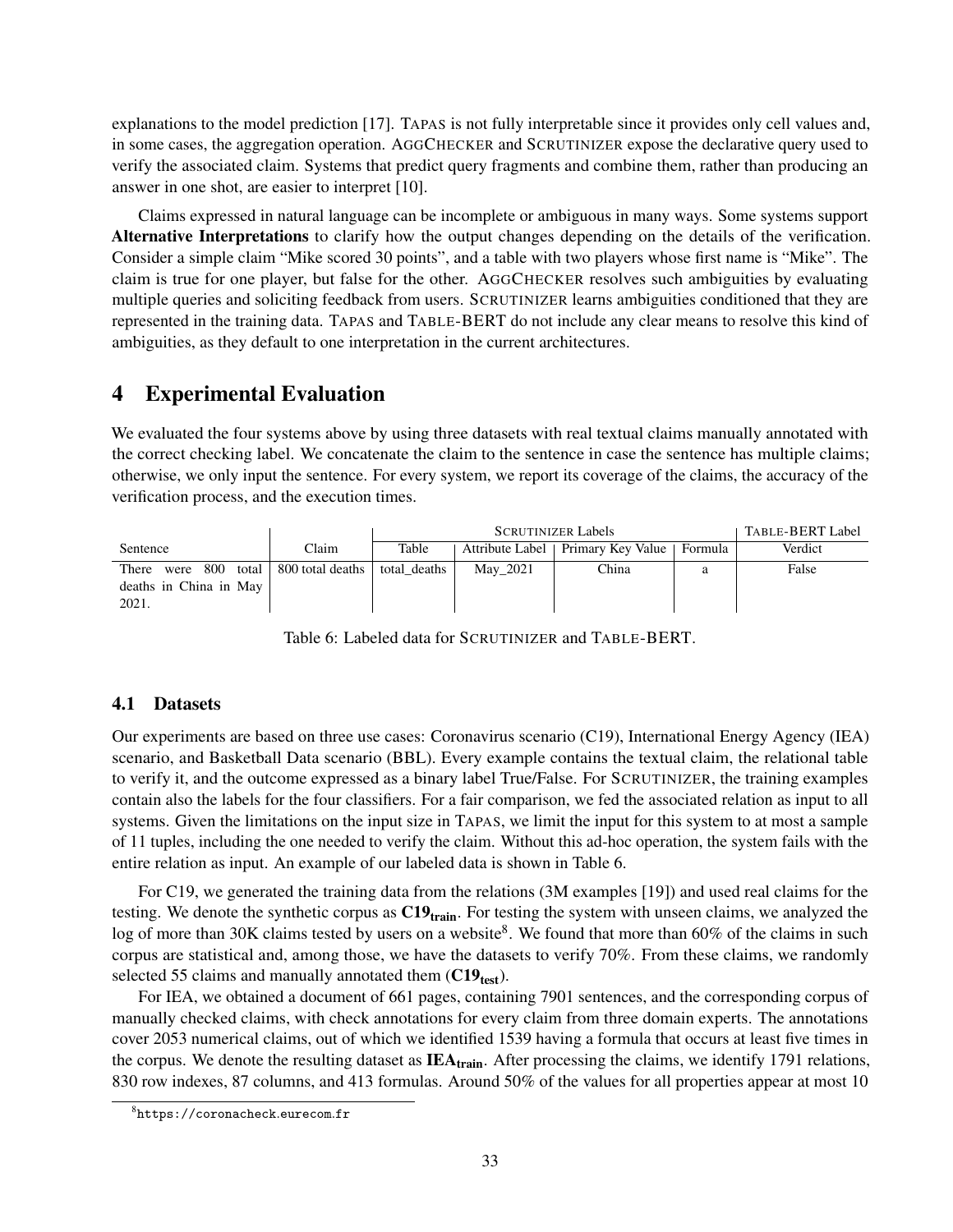explanations to the model prediction [17]. TAPAS is not fully interpretable since it provides only cell values and, in some cases, the aggregation operation. AGGCHECKER and SCRUTINIZER expose the declarative query used to verify the associated claim. Systems that predict query fragments and combine them, rather than producing an answer in one shot, are easier to interpret [10].

Claims expressed in natural language can be incomplete or ambiguous in many ways. Some systems support **Alternative Interpretations** to clarify how the output changes depending on the details of the verification. Consider a simple claim "Mike scored 30 points", and a table with two players whose first name is "Mike". The claim is true for one player, but false for the other. AGGCHECKER resolves such ambiguities by evaluating multiple queries and soliciting feedback from users. SCRUTINIZER learns ambiguities conditioned that they are represented in the training data. TAPAS and TABLE-BERT do not include any clear means to resolve this kind of ambiguities, as they default to one interpretation in the current architectures.

# 4 Experimental Evaluation

We evaluated the four systems above by using three datasets with real textual claims manually annotated with the correct checking label. We concatenate the claim to the sentence in case the sentence has multiple claims; otherwise, we only input the sentence. For every system, we report its coverage of the claims, the accuracy of the verification process, and the execution times.

| | | SCRUTINIZER Labels | | | | TABLE-BERT Label |
|---|---|---|---|---|---|---|
| Sentence | Claim | Table | Attribute Label | Primary Key Value | Formula | Verdict |
| There were 800 total deaths in China in May 2021. | 800 total deaths | total_deaths | May_2021 | China | a | False |

Table 6: Labeled data for SCRUTINIZER and TABLE-BERT.

## 4.1 Datasets

Our experiments are based on three use cases: Coronavirus scenario (C19), International Energy Agency (IEA) scenario, and Basketball Data scenario (BBL). Every example contains the textual claim, the relational table to verify it, and the outcome expressed as a binary label True/False. For SCRUTINIZER, the training examples contain also the labels for the four classifiers. For a fair comparison, we fed the associated relation as input to all systems. Given the limitations on the input size in TAPAS, we limit the input for this system to at most a sample of 11 tuples, including the one needed to verify the claim. Without this ad-hoc operation, the system fails with the entire relation as input. An example of our labeled data is shown in Table 6.

For C19, we generated the training data from the relations (3M examples [19]) and used real claims for the testing. We denote the synthetic corpus as **C19$_{\text{train}}$**. For testing the system with unseen claims, we analyzed the log of more than 30K claims tested by users on a website[8]. We found that more than 60% of the claims in such corpus are statistical and, among those, we have the datasets to verify 70%. From these claims, we randomly selected 55 claims and manually annotated them (**C19$_{\text{test}}$**).

For IEA, we obtained a document of 661 pages, containing 7901 sentences, and the corresponding corpus of manually checked claims, with check annotations for every claim from three domain experts. The annotations cover 2053 numerical claims, out of which we identified 1539 having a formula that occurs at least five times in the corpus. We denote the resulting dataset as **IEA$_{\text{train}}$**. After processing the claims, we identify 1791 relations, 830 row indexes, 87 columns, and 413 formulas. Around 50% of the values for all properties appear at most 10

[8] https://coronacheck.eurecom.fr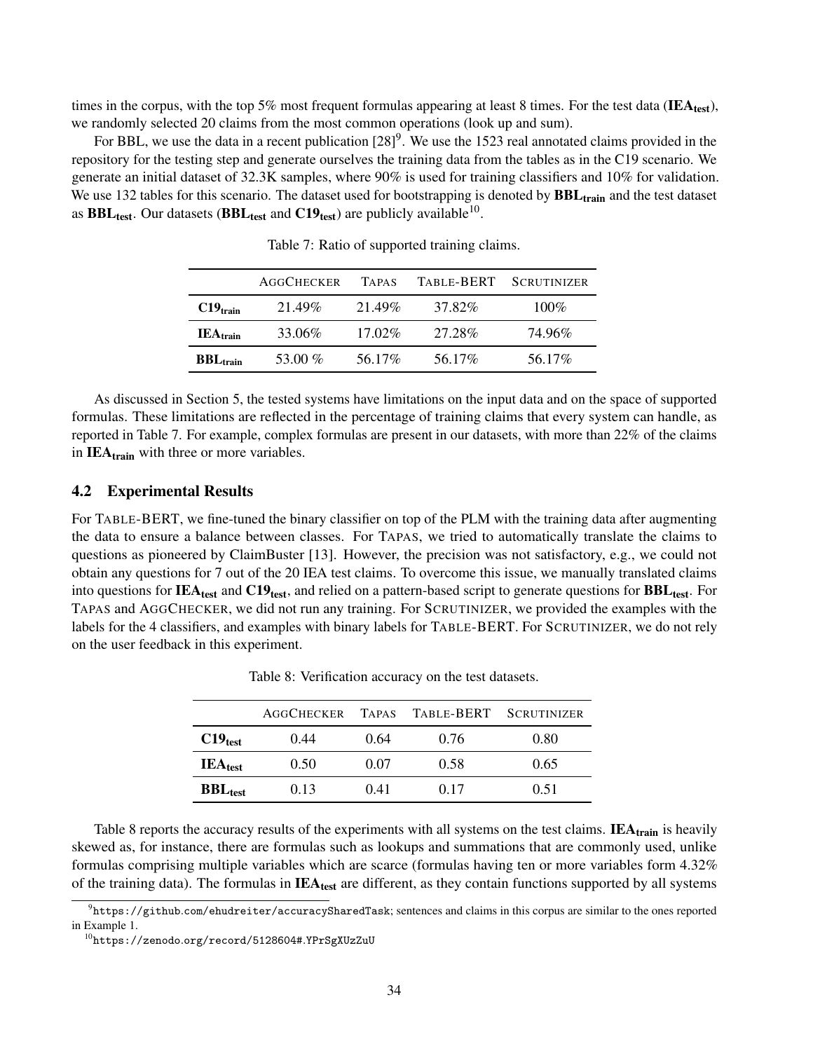times in the corpus, with the top 5% most frequent formulas appearing at least 8 times. For the test data ($\mathbf{IEA_{test}}$), we randomly selected 20 claims from the most common operations (look up and sum).

For BBL, we use the data in a recent publication [28][9]. We use the 1523 real annotated claims provided in the repository for the testing step and generate ourselves the training data from the tables as in the C19 scenario. We generate an initial dataset of 32.3K samples, where 90% is used for training classifiers and 10% for validation. We use 132 tables for this scenario. The dataset used for bootstrapping is denoted by $\mathbf{BBL_{train}}$ and the test dataset as $\mathbf{BBL_{test}}$. Our datasets ($\mathbf{BBL_{test}}$ and $\mathbf{C19_{test}}$) are publicly available[10].

Table 7: Ratio of supported training claims.

| | AGGCHECKER | TAPAS | TABLE-BERT | SCRUTINIZER |
|---|---|---|---|---|
| $\mathbf{C19_{train}}$ | 21.49% | 21.49% | 37.82% | 100% |
| $\mathbf{IEA_{train}}$ | 33.06% | 17.02% | 27.28% | 74.96% |
| $\mathbf{BBL_{train}}$ | 53.00 % | 56.17% | 56.17% | 56.17% |

As discussed in Section 5, the tested systems have limitations on the input data and on the space of supported formulas. These limitations are reflected in the percentage of training claims that every system can handle, as reported in Table 7. For example, complex formulas are present in our datasets, with more than 22% of the claims in $\mathbf{IEA_{train}}$ with three or more variables.

## 4.2 Experimental Results

For TABLE-BERT, we fine-tuned the binary classifier on top of the PLM with the training data after augmenting the data to ensure a balance between classes. For TAPAS, we tried to automatically translate the claims to questions as pioneered by ClaimBuster [13]. However, the precision was not satisfactory, e.g., we could not obtain any questions for 7 out of the 20 IEA test claims. To overcome this issue, we manually translated claims into questions for $\mathbf{IEA_{test}}$ and $\mathbf{C19_{test}}$, and relied on a pattern-based script to generate questions for $\mathbf{BBL_{test}}$. For TAPAS and AGGCHECKER, we did not run any training. For SCRUTINIZER, we provided the examples with the labels for the 4 classifiers, and examples with binary labels for TABLE-BERT. For SCRUTINIZER, we do not rely on the user feedback in this experiment.

Table 8: Verification accuracy on the test datasets.

| | AGGCHECKER | TAPAS | TABLE-BERT | SCRUTINIZER |
|---|---|---|---|---|
| $\mathbf{C19_{test}}$ | 0.44 | 0.64 | 0.76 | 0.80 |
| $\mathbf{IEA_{test}}$ | 0.50 | 0.07 | 0.58 | 0.65 |
| $\mathbf{BBL_{test}}$ | 0.13 | 0.41 | 0.17 | 0.51 |

Table 8 reports the accuracy results of the experiments with all systems on the test claims. $\mathbf{IEA_{train}}$ is heavily skewed as, for instance, there are formulas such as lookups and summations that are commonly used, unlike formulas comprising multiple variables which are scarce (formulas having ten or more variables form 4.32% of the training data). The formulas in $\mathbf{IEA_{test}}$ are different, as they contain functions supported by all systems

[9] `https://github.com/ehudreiter/accuracySharedTask`; sentences and claims in this corpus are similar to the ones reported in Example 1.

[10] `https://zenodo.org/record/5128604#.YPrSgXUzZuU`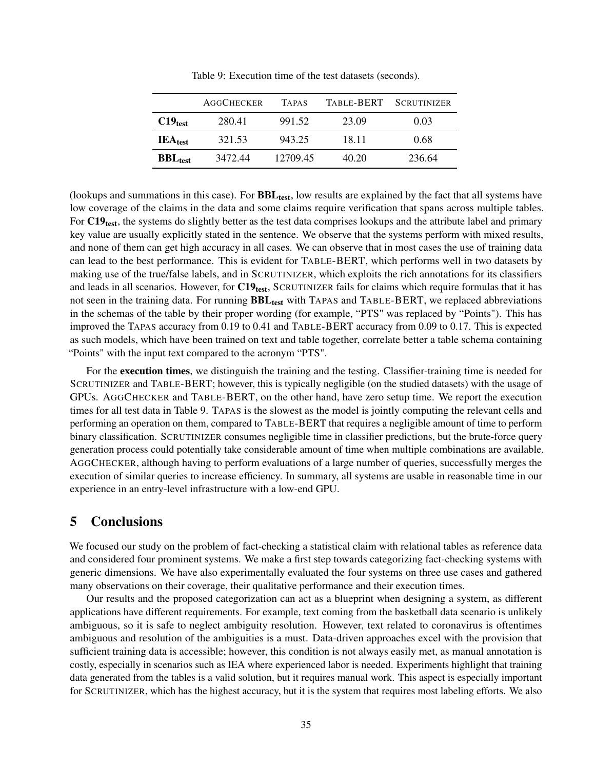Table 9: Execution time of the test datasets (seconds).

| | AGGCHECKER | TAPAS | TABLE-BERT | SCRUTINIZER |
|---|---|---|---|---|
| **C19$_{test}$** | 280.41 | 991.52 | 23.09 | 0.03 |
| **IEA$_{test}$** | 321.53 | 943.25 | 18.11 | 0.68 |
| **BBL$_{test}$** | 3472.44 | 12709.45 | 40.20 | 236.64 |

(lookups and summations in this case). For **BBL$_{test}$**, low results are explained by the fact that all systems have low coverage of the claims in the data and some claims require verification that spans across multiple tables. For **C19$_{test}$**, the systems do slightly better as the test data comprises lookups and the attribute label and primary key value are usually explicitly stated in the sentence. We observe that the systems perform with mixed results, and none of them can get high accuracy in all cases. We can observe that in most cases the use of training data can lead to the best performance. This is evident for TABLE-BERT, which performs well in two datasets by making use of the true/false labels, and in SCRUTINIZER, which exploits the rich annotations for its classifiers and leads in all scenarios. However, for **C19$_{test}$**, SCRUTINIZER fails for claims which require formulas that it has not seen in the training data. For running **BBL$_{test}$** with TAPAS and TABLE-BERT, we replaced abbreviations in the schemas of the table by their proper wording (for example, "PTS" was replaced by "Points"). This has improved the TAPAS accuracy from 0.19 to 0.41 and TABLE-BERT accuracy from 0.09 to 0.17. This is expected as such models, which have been trained on text and table together, correlate better a table schema containing "Points" with the input text compared to the acronym "PTS".

For the **execution times**, we distinguish the training and the testing. Classifier-training time is needed for SCRUTINIZER and TABLE-BERT; however, this is typically negligible (on the studied datasets) with the usage of GPUs. AGGCHECKER and TABLE-BERT, on the other hand, have zero setup time. We report the execution times for all test data in Table 9. TAPAS is the slowest as the model is jointly computing the relevant cells and performing an operation on them, compared to TABLE-BERT that requires a negligible amount of time to perform binary classification. SCRUTINIZER consumes negligible time in classifier predictions, but the brute-force query generation process could potentially take considerable amount of time when multiple combinations are available. AGGCHECKER, although having to perform evaluations of a large number of queries, successfully merges the execution of similar queries to increase efficiency. In summary, all systems are usable in reasonable time in our experience in an entry-level infrastructure with a low-end GPU.

## 5 Conclusions

We focused our study on the problem of fact-checking a statistical claim with relational tables as reference data and considered four prominent systems. We make a first step towards categorizing fact-checking systems with generic dimensions. We have also experimentally evaluated the four systems on three use cases and gathered many observations on their coverage, their qualitative performance and their execution times.

Our results and the proposed categorization can act as a blueprint when designing a system, as different applications have different requirements. For example, text coming from the basketball data scenario is unlikely ambiguous, so it is safe to neglect ambiguity resolution. However, text related to coronavirus is oftentimes ambiguous and resolution of the ambiguities is a must. Data-driven approaches excel with the provision that sufficient training data is accessible; however, this condition is not always easily met, as manual annotation is costly, especially in scenarios such as IEA where experienced labor is needed. Experiments highlight that training data generated from the tables is a valid solution, but it requires manual work. This aspect is especially important for SCRUTINIZER, which has the highest accuracy, but it is the system that requires most labeling efforts. We also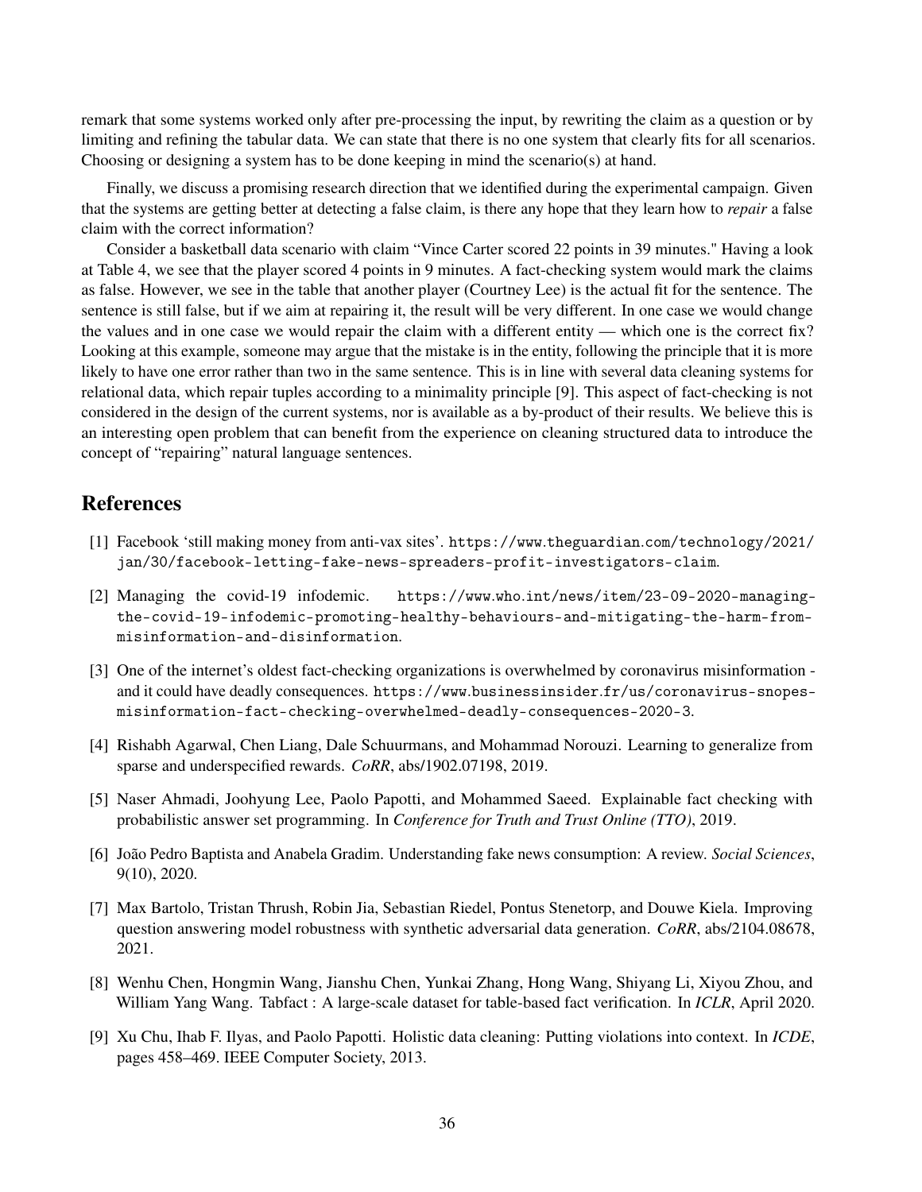remark that some systems worked only after pre-processing the input, by rewriting the claim as a question or by limiting and refining the tabular data. We can state that there is no one system that clearly fits for all scenarios. Choosing or designing a system has to be done keeping in mind the scenario(s) at hand.

Finally, we discuss a promising research direction that we identified during the experimental campaign. Given that the systems are getting better at detecting a false claim, is there any hope that they learn how to *repair* a false claim with the correct information?

Consider a basketball data scenario with claim "Vince Carter scored 22 points in 39 minutes." Having a look at Table 4, we see that the player scored 4 points in 9 minutes. A fact-checking system would mark the claims as false. However, we see in the table that another player (Courtney Lee) is the actual fit for the sentence. The sentence is still false, but if we aim at repairing it, the result will be very different. In one case we would change the values and in one case we would repair the claim with a different entity — which one is the correct fix? Looking at this example, someone may argue that the mistake is in the entity, following the principle that it is more likely to have one error rather than two in the same sentence. This is in line with several data cleaning systems for relational data, which repair tuples according to a minimality principle [9]. This aspect of fact-checking is not considered in the design of the current systems, nor is available as a by-product of their results. We believe this is an interesting open problem that can benefit from the experience on cleaning structured data to introduce the concept of "repairing" natural language sentences.

## References

[1] Facebook 'still making money from anti-vax sites'. https://www.theguardian.com/technology/2021/jan/30/facebook-letting-fake-news-spreaders-profit-investigators-claim.

[2] Managing the covid-19 infodemic. https://www.who.int/news/item/23-09-2020-managing-the-covid-19-infodemic-promoting-healthy-behaviours-and-mitigating-the-harm-from-misinformation-and-disinformation.

[3] One of the internet's oldest fact-checking organizations is overwhelmed by coronavirus misinformation - and it could have deadly consequences. https://www.businessinsider.fr/us/coronavirus-snopes-misinformation-fact-checking-overwhelmed-deadly-consequences-2020-3.

[4] Rishabh Agarwal, Chen Liang, Dale Schuurmans, and Mohammad Norouzi. Learning to generalize from sparse and underspecified rewards. *CoRR*, abs/1902.07198, 2019.

[5] Naser Ahmadi, Joohyung Lee, Paolo Papotti, and Mohammed Saeed. Explainable fact checking with probabilistic answer set programming. In *Conference for Truth and Trust Online (TTO)*, 2019.

[6] João Pedro Baptista and Anabela Gradim. Understanding fake news consumption: A review. *Social Sciences*, 9(10), 2020.

[7] Max Bartolo, Tristan Thrush, Robin Jia, Sebastian Riedel, Pontus Stenetorp, and Douwe Kiela. Improving question answering model robustness with synthetic adversarial data generation. *CoRR*, abs/2104.08678, 2021.

[8] Wenhu Chen, Hongmin Wang, Jianshu Chen, Yunkai Zhang, Hong Wang, Shiyang Li, Xiyou Zhou, and William Yang Wang. Tabfact : A large-scale dataset for table-based fact verification. In *ICLR*, April 2020.

[9] Xu Chu, Ihab F. Ilyas, and Paolo Papotti. Holistic data cleaning: Putting violations into context. In *ICDE*, pages 458–469. IEEE Computer Society, 2013.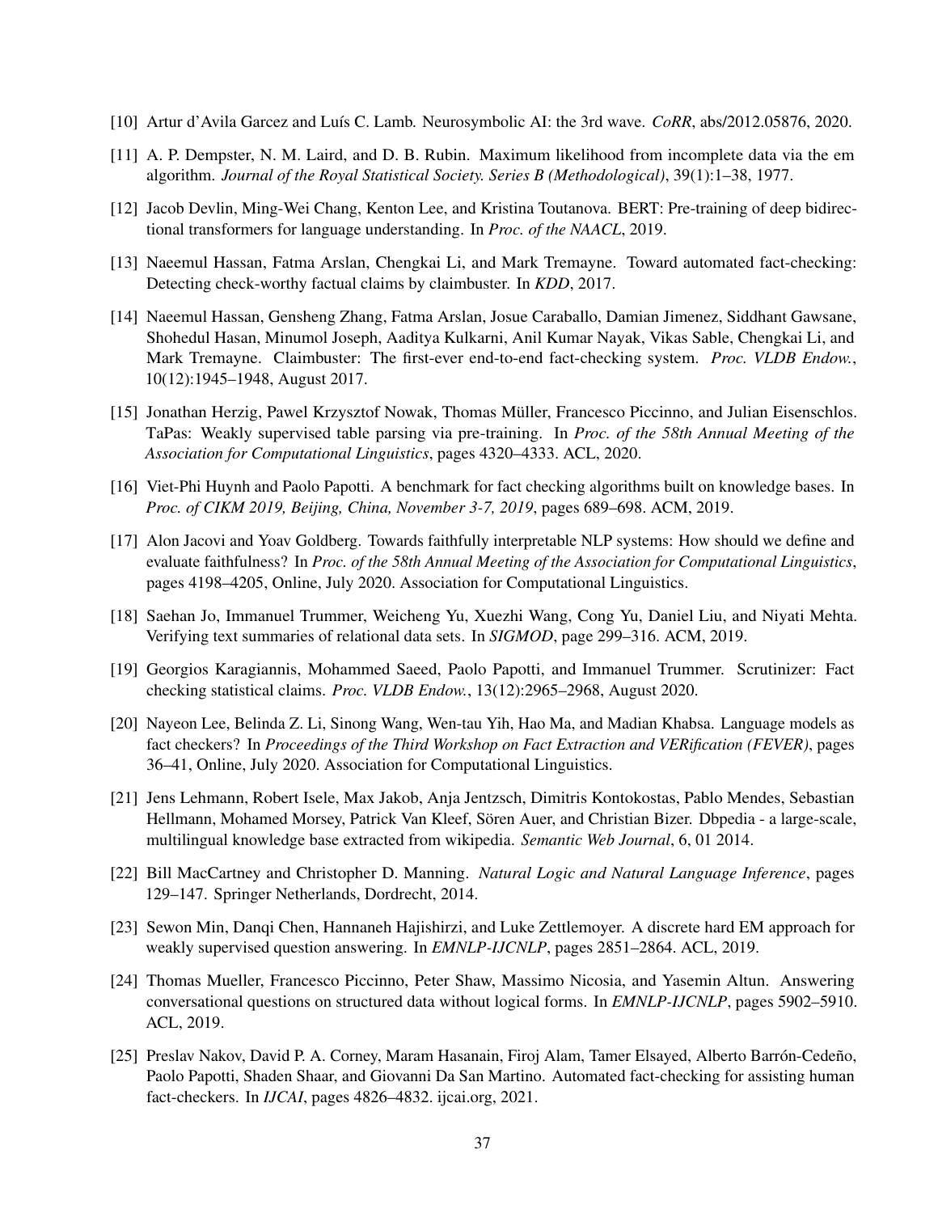[10] Artur d'Avila Garcez and Luís C. Lamb. Neurosymbolic AI: the 3rd wave. *CoRR*, abs/2012.05876, 2020.

[11] A. P. Dempster, N. M. Laird, and D. B. Rubin. Maximum likelihood from incomplete data via the em algorithm. *Journal of the Royal Statistical Society. Series B (Methodological)*, 39(1):1–38, 1977.

[12] Jacob Devlin, Ming-Wei Chang, Kenton Lee, and Kristina Toutanova. BERT: Pre-training of deep bidirectional transformers for language understanding. In *Proc. of the NAACL*, 2019.

[13] Naeemul Hassan, Fatma Arslan, Chengkai Li, and Mark Tremayne. Toward automated fact-checking: Detecting check-worthy factual claims by claimbuster. In *KDD*, 2017.

[14] Naeemul Hassan, Gensheng Zhang, Fatma Arslan, Josue Caraballo, Damian Jimenez, Siddhant Gawsane, Shohedul Hasan, Minumol Joseph, Aaditya Kulkarni, Anil Kumar Nayak, Vikas Sable, Chengkai Li, and Mark Tremayne. Claimbuster: The first-ever end-to-end fact-checking system. *Proc. VLDB Endow.*, 10(12):1945–1948, August 2017.

[15] Jonathan Herzig, Pawel Krzysztof Nowak, Thomas Müller, Francesco Piccinno, and Julian Eisenschlos. TaPas: Weakly supervised table parsing via pre-training. In *Proc. of the 58th Annual Meeting of the Association for Computational Linguistics*, pages 4320–4333. ACL, 2020.

[16] Viet-Phi Huynh and Paolo Papotti. A benchmark for fact checking algorithms built on knowledge bases. In *Proc. of CIKM 2019, Beijing, China, November 3-7, 2019*, pages 689–698. ACM, 2019.

[17] Alon Jacovi and Yoav Goldberg. Towards faithfully interpretable NLP systems: How should we define and evaluate faithfulness? In *Proc. of the 58th Annual Meeting of the Association for Computational Linguistics*, pages 4198–4205, Online, July 2020. Association for Computational Linguistics.

[18] Saehan Jo, Immanuel Trummer, Weicheng Yu, Xuezhi Wang, Cong Yu, Daniel Liu, and Niyati Mehta. Verifying text summaries of relational data sets. In *SIGMOD*, page 299–316. ACM, 2019.

[19] Georgios Karagiannis, Mohammed Saeed, Paolo Papotti, and Immanuel Trummer. Scrutinizer: Fact checking statistical claims. *Proc. VLDB Endow.*, 13(12):2965–2968, August 2020.

[20] Nayeon Lee, Belinda Z. Li, Sinong Wang, Wen-tau Yih, Hao Ma, and Madian Khabsa. Language models as fact checkers? In *Proceedings of the Third Workshop on Fact Extraction and VERification (FEVER)*, pages 36–41, Online, July 2020. Association for Computational Linguistics.

[21] Jens Lehmann, Robert Isele, Max Jakob, Anja Jentzsch, Dimitris Kontokostas, Pablo Mendes, Sebastian Hellmann, Mohamed Morsey, Patrick Van Kleef, Sören Auer, and Christian Bizer. Dbpedia - a large-scale, multilingual knowledge base extracted from wikipedia. *Semantic Web Journal*, 6, 01 2014.

[22] Bill MacCartney and Christopher D. Manning. *Natural Logic and Natural Language Inference*, pages 129–147. Springer Netherlands, Dordrecht, 2014.

[23] Sewon Min, Danqi Chen, Hannaneh Hajishirzi, and Luke Zettlemoyer. A discrete hard EM approach for weakly supervised question answering. In *EMNLP-IJCNLP*, pages 2851–2864. ACL, 2019.

[24] Thomas Mueller, Francesco Piccinno, Peter Shaw, Massimo Nicosia, and Yasemin Altun. Answering conversational questions on structured data without logical forms. In *EMNLP-IJCNLP*, pages 5902–5910. ACL, 2019.

[25] Preslav Nakov, David P. A. Corney, Maram Hasanain, Firoj Alam, Tamer Elsayed, Alberto Barrón-Cedeño, Paolo Papotti, Shaden Shaar, and Giovanni Da San Martino. Automated fact-checking for assisting human fact-checkers. In *IJCAI*, pages 4826–4832. ijcai.org, 2021.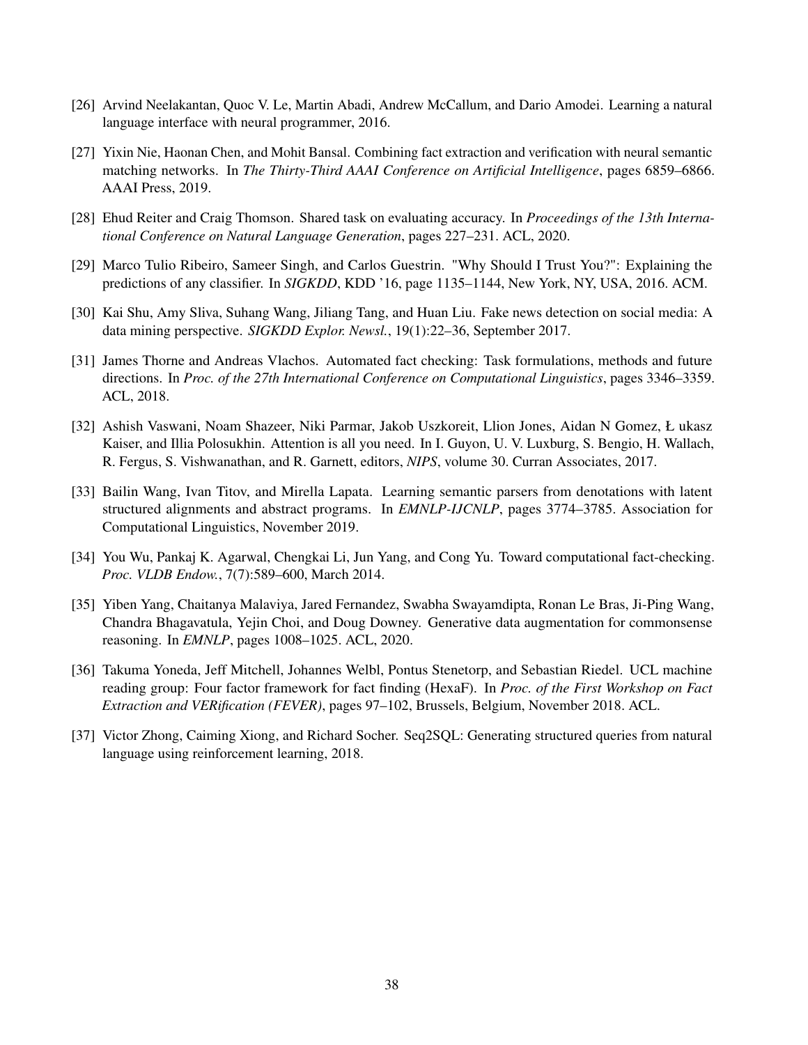[26] Arvind Neelakantan, Quoc V. Le, Martin Abadi, Andrew McCallum, and Dario Amodei. Learning a natural language interface with neural programmer, 2016.

[27] Yixin Nie, Haonan Chen, and Mohit Bansal. Combining fact extraction and verification with neural semantic matching networks. In *The Thirty-Third AAAI Conference on Artificial Intelligence*, pages 6859–6866. AAAI Press, 2019.

[28] Ehud Reiter and Craig Thomson. Shared task on evaluating accuracy. In *Proceedings of the 13th International Conference on Natural Language Generation*, pages 227–231. ACL, 2020.

[29] Marco Tulio Ribeiro, Sameer Singh, and Carlos Guestrin. "Why Should I Trust You?": Explaining the predictions of any classifier. In *SIGKDD*, KDD '16, page 1135–1144, New York, NY, USA, 2016. ACM.

[30] Kai Shu, Amy Sliva, Suhang Wang, Jiliang Tang, and Huan Liu. Fake news detection on social media: A data mining perspective. *SIGKDD Explor. Newsl.*, 19(1):22–36, September 2017.

[31] James Thorne and Andreas Vlachos. Automated fact checking: Task formulations, methods and future directions. In *Proc. of the 27th International Conference on Computational Linguistics*, pages 3346–3359. ACL, 2018.

[32] Ashish Vaswani, Noam Shazeer, Niki Parmar, Jakob Uszkoreit, Llion Jones, Aidan N Gomez, Ł ukasz Kaiser, and Illia Polosukhin. Attention is all you need. In I. Guyon, U. V. Luxburg, S. Bengio, H. Wallach, R. Fergus, S. Vishwanathan, and R. Garnett, editors, *NIPS*, volume 30. Curran Associates, 2017.

[33] Bailin Wang, Ivan Titov, and Mirella Lapata. Learning semantic parsers from denotations with latent structured alignments and abstract programs. In *EMNLP-IJCNLP*, pages 3774–3785. Association for Computational Linguistics, November 2019.

[34] You Wu, Pankaj K. Agarwal, Chengkai Li, Jun Yang, and Cong Yu. Toward computational fact-checking. *Proc. VLDB Endow.*, 7(7):589–600, March 2014.

[35] Yiben Yang, Chaitanya Malaviya, Jared Fernandez, Swabha Swayamdipta, Ronan Le Bras, Ji-Ping Wang, Chandra Bhagavatula, Yejin Choi, and Doug Downey. Generative data augmentation for commonsense reasoning. In *EMNLP*, pages 1008–1025. ACL, 2020.

[36] Takuma Yoneda, Jeff Mitchell, Johannes Welbl, Pontus Stenetorp, and Sebastian Riedel. UCL machine reading group: Four factor framework for fact finding (HexaF). In *Proc. of the First Workshop on Fact Extraction and VERification (FEVER)*, pages 97–102, Brussels, Belgium, November 2018. ACL.

[37] Victor Zhong, Caiming Xiong, and Richard Socher. Seq2SQL: Generating structured queries from natural language using reinforcement learning, 2018.